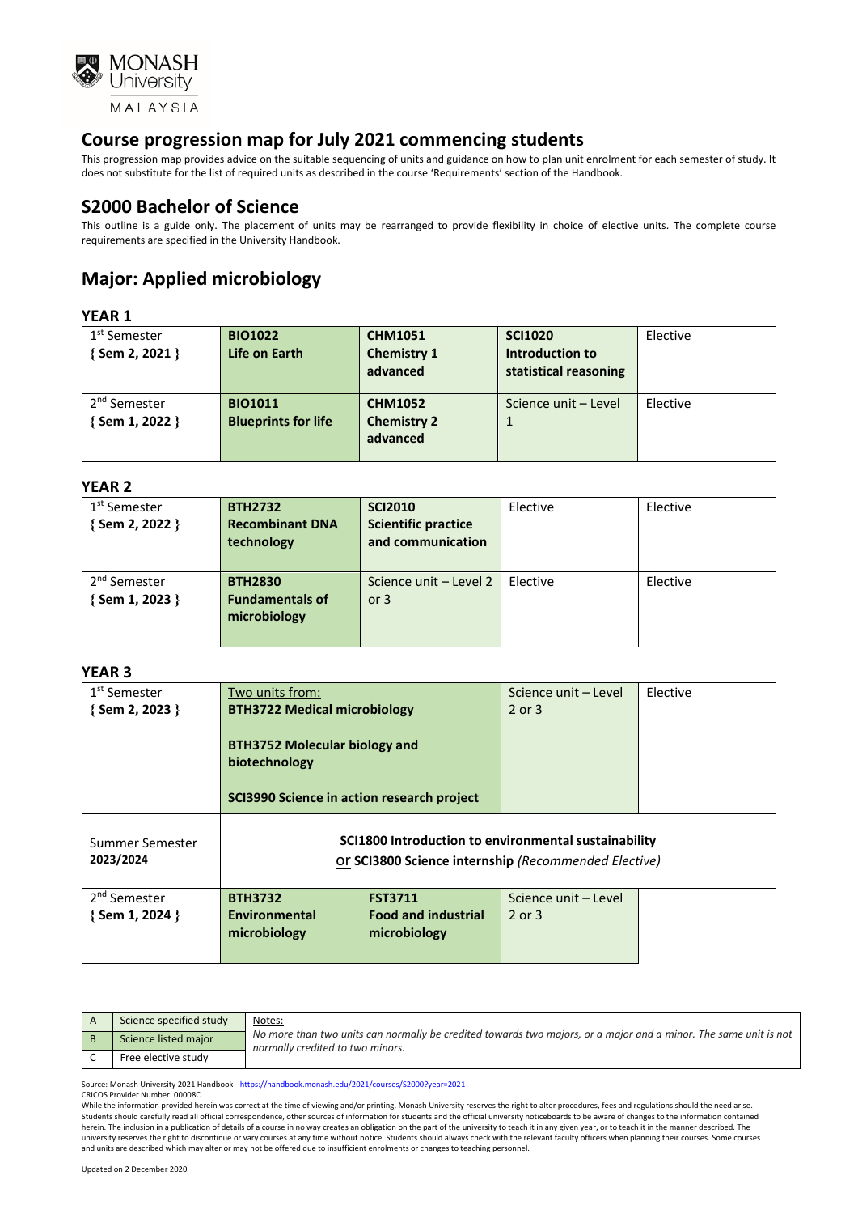# Course progression map for July 2021 commencing students

This progression map provides advice on the suitable sequencing of units and guidance on how to plan unit enrolment for each semester of study. It does not substitute for the list of required units as described in the course 'Requirements' section of the Handbook.

## S2000 Bachelor of Science

This outline is a guide only. The placement of units may be rearranged to provide flexibility in choice of elective units. The complete course requirements are specified in the University Handbook.

## Major: Applied microbiology

### YEAR 1

| | | | | |
|---|---|---|---|---|
| 1st Semester { Sem 2, 2021 } | **BIO1022 Life on Earth** | **CHM1051 Chemistry 1 advanced** | **SCI1020 Introduction to statistical reasoning** | Elective |
| 2nd Semester { Sem 1, 2022 } | **BIO1011 Blueprints for life** | **CHM1052 Chemistry 2 advanced** | Science unit – Level 1 | Elective |

### YEAR 2

| | | | | |
|---|---|---|---|---|
| 1st Semester { Sem 2, 2022 } | **BTH2732 Recombinant DNA technology** | **SCI2010 Scientific practice and communication** | Elective | Elective |
| 2nd Semester { Sem 1, 2023 } | **BTH2830 Fundamentals of microbiology** | Science unit – Level 2 or 3 | Elective | Elective |

### YEAR 3

| | | | | |
|---|---|---|---|---|
| 1st Semester { Sem 2, 2023 } | Two units from: **BTH3722 Medical microbiology** **BTH3752 Molecular biology and biotechnology** **SCI3990 Science in action research project** | | Science unit – Level 2 or 3 | Elective |
| Summer Semester **2023/2024** | **SCI1800 Introduction to environmental sustainability** or **SCI3800 Science internship** *(Recommended Elective)* | | | |
| 2nd Semester { Sem 1, 2024 } | **BTH3732 Environmental microbiology** | **FST3711 Food and industrial microbiology** | Science unit – Level 2 or 3 | |

| | |
|---|---|
| A | Science specified study |
| B | Science listed major |
| C | Free elective study |

Notes:
*No more than two units can normally be credited towards two majors, or a major and a minor. The same unit is not normally credited to two minors.*

Source: Monash University 2021 Handbook - https://handbook.monash.edu/2021/courses/S2000?year=2021
CRICOS Provider Number: 00008C
While the information provided herein was correct at the time of viewing and/or printing, Monash University reserves the right to alter procedures, fees and regulations should the need arise. Students should carefully read all official correspondence, other sources of information for students and the official university noticeboards to be aware of changes to the information contained herein. The inclusion in a publication of details of a course in no way creates an obligation on the part of the university to teach it in any given year, or to teach it in the manner described. The university reserves the right to discontinue or vary courses at any time without notice. Students should always check with the relevant faculty officers when planning their courses. Some courses and units are described which may alter or may not be offered due to insufficient enrolments or changes to teaching personnel.

Updated on 2 December 2020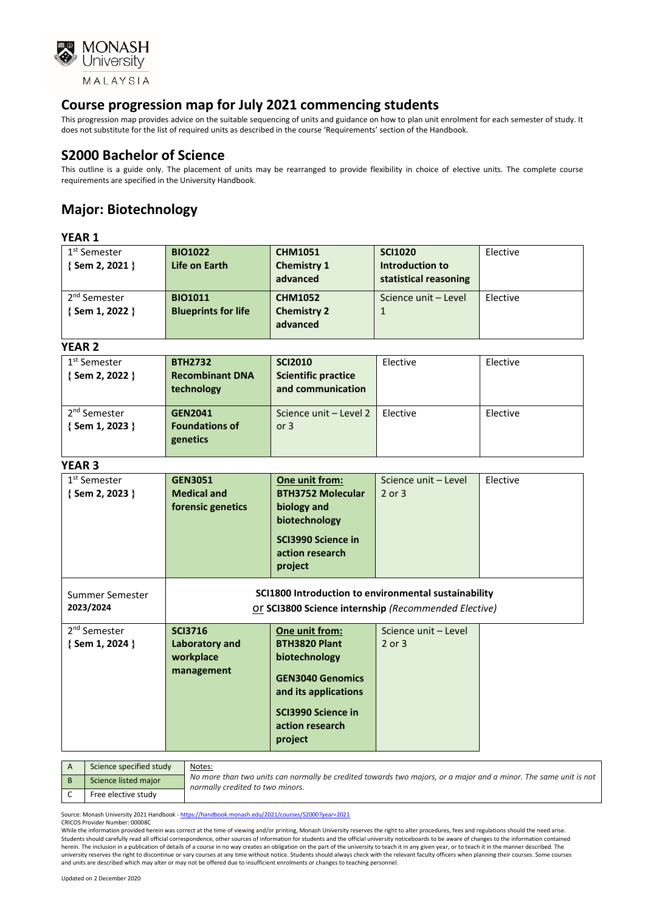# Course progression map for July 2021 commencing students

This progression map provides advice on the suitable sequencing of units and guidance on how to plan unit enrolment for each semester of study. It does not substitute for the list of required units as described in the course 'Requirements' section of the Handbook.

## S2000 Bachelor of Science

This outline is a guide only. The placement of units may be rearranged to provide flexibility in choice of elective units. The complete course requirements are specified in the University Handbook.

## Major: Biotechnology

### YEAR 1

| | | | | |
|---|---|---|---|---|
| 1st Semester { Sem 2, 2021 } | **BIO1022 Life on Earth** | **CHM1051 Chemistry 1 advanced** | **SCI1020 Introduction to statistical reasoning** | Elective |
| 2nd Semester { Sem 1, 2022 } | **BIO1011 Blueprints for life** | **CHM1052 Chemistry 2 advanced** | Science unit – Level 1 | Elective |

### YEAR 2

| | | | | |
|---|---|---|---|---|
| 1st Semester { Sem 2, 2022 } | **BTH2732 Recombinant DNA technology** | **SCI2010 Scientific practice and communication** | Elective | Elective |
| 2nd Semester { Sem 1, 2023 } | **GEN2041 Foundations of genetics** | Science unit – Level 2 or 3 | Elective | Elective |

### YEAR 3

| | | | | |
|---|---|---|---|---|
| 1st Semester { Sem 2, 2023 } | **GEN3051 Medical and forensic genetics** | **One unit from:** **BTH3752 Molecular biology and biotechnology** **SCI3990 Science in action research project** | Science unit – Level 2 or 3 | Elective |
| Summer Semester 2023/2024 | **SCI1800 Introduction to environmental sustainability** or **SCI3800 Science internship** *(Recommended Elective)* | | | |
| 2nd Semester { Sem 1, 2024 } | **SCI3716 Laboratory and workplace management** | **One unit from:** **BTH3820 Plant biotechnology** **GEN3040 Genomics and its applications** **SCI3990 Science in action research project** | Science unit – Level 2 or 3 | |

| | | |
|---|---|---|
| A | Science specified study | Notes: *No more than two units can normally be credited towards two majors, or a major and a minor. The same unit is not normally credited to two minors.* |
| B | Science listed major | |
| C | Free elective study | |

Source: Monash University 2021 Handbook - https://handbook.monash.edu/2021/courses/S2000?year=2021

CRICOS Provider Number: 00008C

While the information provided herein was correct at the time of viewing and/or printing, Monash University reserves the right to alter procedures, fees and regulations should the need arise. Students should carefully read all official correspondence, other sources of information for students and the official university noticeboards to be aware of changes to the information contained herein. The inclusion in a publication of details of a course in no way creates an obligation on the part of the university to teach it in any given year, or to teach it in the manner described. The university reserves the right to discontinue or vary courses at any time without notice. Students should always check with the relevant faculty officers when planning their courses. Some courses and units are described which may alter or may not be offered due to insufficient enrolments or changes to teaching personnel.

Updated on 2 December 2020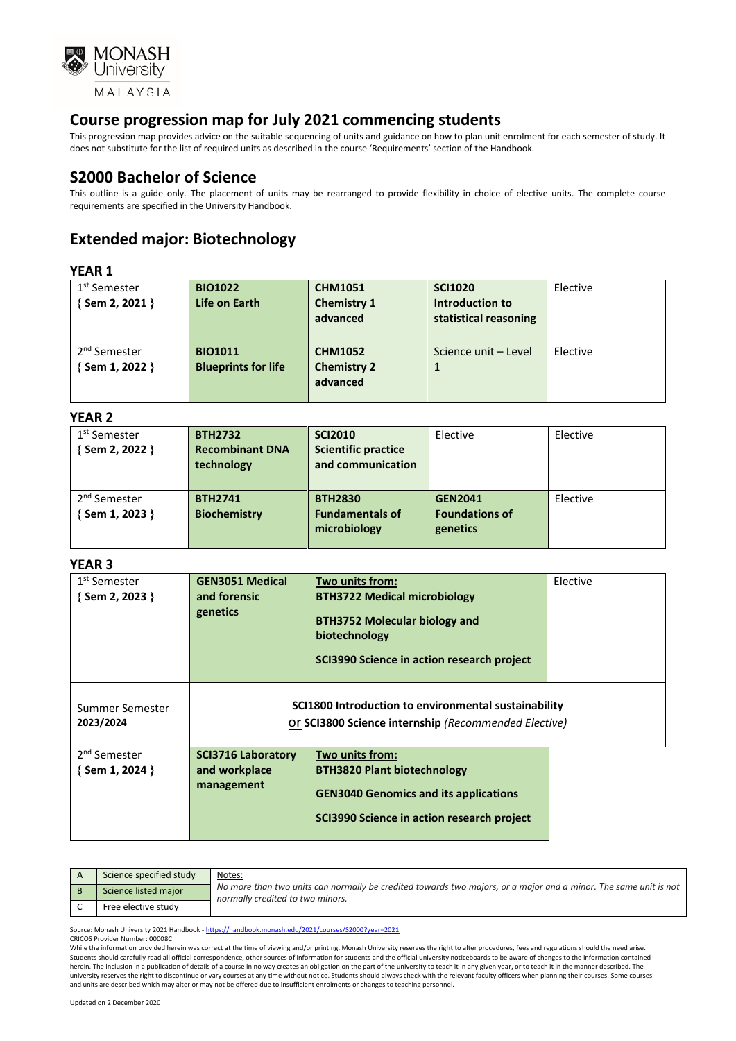# Course progression map for July 2021 commencing students

This progression map provides advice on the suitable sequencing of units and guidance on how to plan unit enrolment for each semester of study. It does not substitute for the list of required units as described in the course 'Requirements' section of the Handbook.

## S2000 Bachelor of Science

This outline is a guide only. The placement of units may be rearranged to provide flexibility in choice of elective units. The complete course requirements are specified in the University Handbook.

## Extended major: Biotechnology

### YEAR 1

| | | | | |
|---|---|---|---|---|
| 1st Semester { Sem 2, 2021 } | **BIO1022 Life on Earth** | **CHM1051 Chemistry 1 advanced** | **SCI1020 Introduction to statistical reasoning** | Elective |
| 2nd Semester { Sem 1, 2022 } | **BIO1011 Blueprints for life** | **CHM1052 Chemistry 2 advanced** | Science unit – Level 1 | Elective |

### YEAR 2

| | | | | |
|---|---|---|---|---|
| 1st Semester { Sem 2, 2022 } | **BTH2732 Recombinant DNA technology** | **SCI2010 Scientific practice and communication** | Elective | Elective |
| 2nd Semester { Sem 1, 2023 } | **BTH2741 Biochemistry** | **BTH2830 Fundamentals of microbiology** | **GEN2041 Foundations of genetics** | Elective |

### YEAR 3

| | | | |
|---|---|---|---|
| 1st Semester { Sem 2, 2023 } | **GEN3051 Medical and forensic genetics** | **Two units from:** **BTH3722 Medical microbiology** **BTH3752 Molecular biology and biotechnology** **SCI3990 Science in action research project** | Elective |
| Summer Semester 2023/2024 | **SCI1800 Introduction to environmental sustainability** or **SCI3800 Science internship** *(Recommended Elective)* | | |
| 2nd Semester { Sem 1, 2024 } | **SCI3716 Laboratory and workplace management** | **Two units from:** **BTH3820 Plant biotechnology** **GEN3040 Genomics and its applications** **SCI3990 Science in action research project** | |

| | | |
|---|---|---|
| A | Science specified study | Notes: *No more than two units can normally be credited towards two majors, or a major and a minor. The same unit is not normally credited to two minors.* |
| B | Science listed major | |
| C | Free elective study | |

Source: Monash University 2021 Handbook - https://handbook.monash.edu/2021/courses/S2000?year=2021

CRICOS Provider Number: 00008C

While the information provided herein was correct at the time of viewing and/or printing, Monash University reserves the right to alter procedures, fees and regulations should the need arise. Students should carefully read all official correspondence, other sources of information for students and the official university noticeboards to be aware of changes to the information contained herein. The inclusion in a publication of details of a course in no way creates an obligation on the part of the university to teach it in any given year, or to teach it in the manner described. The university reserves the right to discontinue or vary courses at any time without notice. Students should always check with the relevant faculty officers when planning their courses. Some courses and units are described which may alter or may not be offered due to insufficient enrolments or changes to teaching personnel.

Updated on 2 December 2020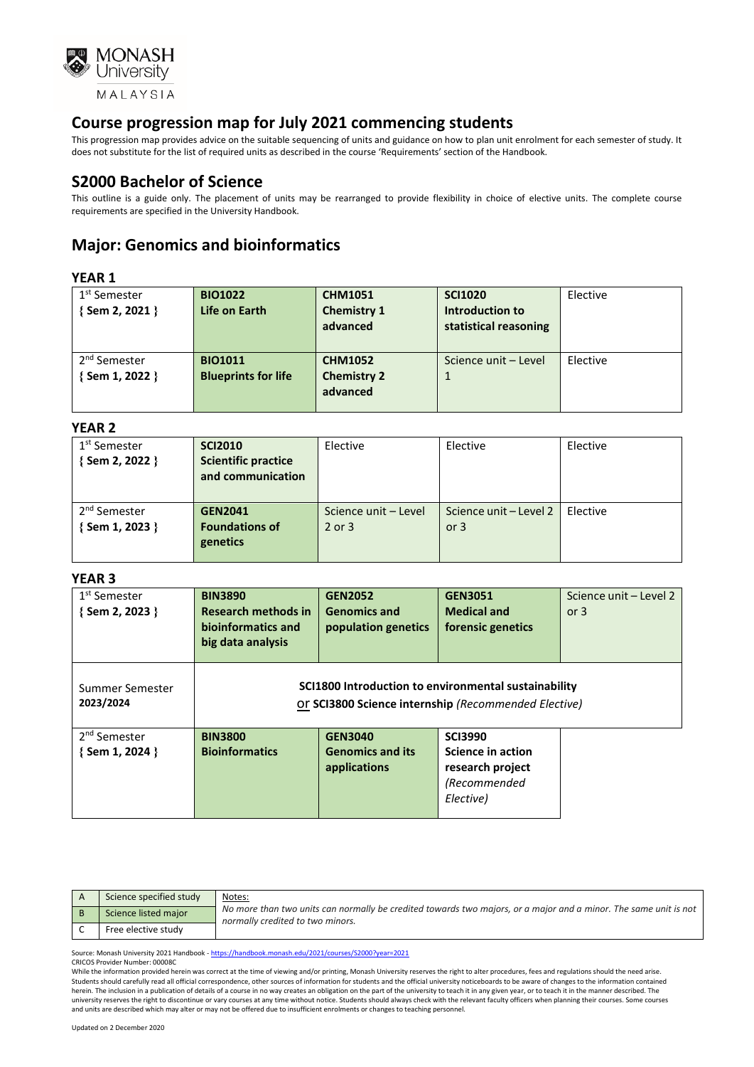## Course progression map for July 2021 commencing students

This progression map provides advice on the suitable sequencing of units and guidance on how to plan unit enrolment for each semester of study. It does not substitute for the list of required units as described in the course 'Requirements' section of the Handbook.

## S2000 Bachelor of Science

This outline is a guide only. The placement of units may be rearranged to provide flexibility in choice of elective units. The complete course requirements are specified in the University Handbook.

## Major: Genomics and bioinformatics

### YEAR 1

| | | | | |
|---|---|---|---|---|
| 1st Semester { Sem 2, 2021 } | **BIO1022 Life on Earth** | **CHM1051 Chemistry 1 advanced** | **SCI1020 Introduction to statistical reasoning** | Elective |
| 2nd Semester { Sem 1, 2022 } | **BIO1011 Blueprints for life** | **CHM1052 Chemistry 2 advanced** | Science unit – Level 1 | Elective |

### YEAR 2

| | | | | |
|---|---|---|---|---|
| 1st Semester { Sem 2, 2022 } | **SCI2010 Scientific practice and communication** | Elective | Elective | Elective |
| 2nd Semester { Sem 1, 2023 } | **GEN2041 Foundations of genetics** | Science unit – Level 2 or 3 | Science unit – Level 2 or 3 | Elective |

### YEAR 3

| | | | | |
|---|---|---|---|---|
| 1st Semester { Sem 2, 2023 } | **BIN3890 Research methods in bioinformatics and big data analysis** | **GEN2052 Genomics and population genetics** | **GEN3051 Medical and forensic genetics** | Science unit – Level 2 or 3 |
| Summer Semester 2023/2024 | **SCI1800 Introduction to environmental sustainability** or **SCI3800 Science internship** *(Recommended Elective)* | | | |
| 2nd Semester { Sem 1, 2024 } | **BIN3800 Bioinformatics** | **GEN3040 Genomics and its applications** | **SCI3990 Science in action research project** *(Recommended Elective)* | |

| | |
|---|---|
| A | Science specified study |
| B | Science listed major |
| C | Free elective study |

Notes:
*No more than two units can normally be credited towards two majors, or a major and a minor. The same unit is not normally credited to two minors.*

Source: Monash University 2021 Handbook - https://handbook.monash.edu/2021/courses/S2000?year=2021
CRICOS Provider Number: 00008C
While the information provided herein was correct at the time of viewing and/or printing, Monash University reserves the right to alter procedures, fees and regulations should the need arise. Students should carefully read all official correspondence, other sources of information for students and the official university noticeboards to be aware of changes to the information contained herein. The inclusion in a publication of details of a course in no way creates an obligation on the part of the university to teach it in any given year, or to teach it in the manner described. The university reserves the right to discontinue or vary courses at any time without notice. Students should always check with the relevant faculty officers when planning their courses. Some courses and units are described which may alter or may not be offered due to insufficient enrolments or changes to teaching personnel.

Updated on 2 December 2020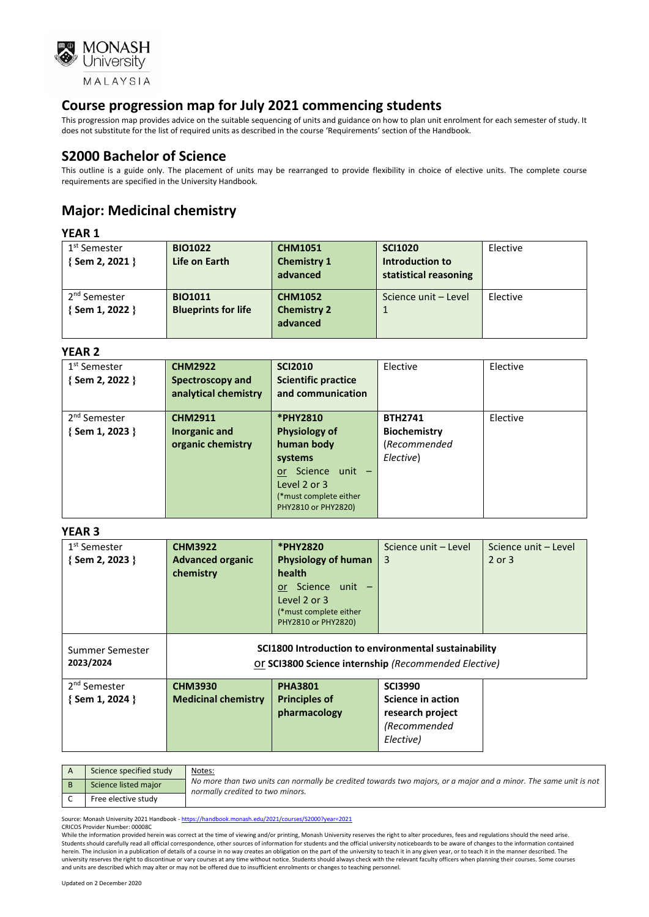# Course progression map for July 2021 commencing students

This progression map provides advice on the suitable sequencing of units and guidance on how to plan unit enrolment for each semester of study. It does not substitute for the list of required units as described in the course 'Requirements' section of the Handbook.

## S2000 Bachelor of Science

This outline is a guide only. The placement of units may be rearranged to provide flexibility in choice of elective units. The complete course requirements are specified in the University Handbook.

## Major: Medicinal chemistry

### YEAR 1

| | | | | |
|---|---|---|---|---|
| 1st Semester { Sem 2, 2021 } | **BIO1022 Life on Earth** | **CHM1051 Chemistry 1 advanced** | **SCI1020 Introduction to statistical reasoning** | Elective |
| 2nd Semester { Sem 1, 2022 } | **BIO1011 Blueprints for life** | **CHM1052 Chemistry 2 advanced** | Science unit – Level 1 | Elective |

### YEAR 2

| | | | | |
|---|---|---|---|---|
| 1st Semester { Sem 2, 2022 } | **CHM2922 Spectroscopy and analytical chemistry** | **SCI2010 Scientific practice and communication** | Elective | Elective |
| 2nd Semester { Sem 1, 2023 } | **CHM2911 Inorganic and organic chemistry** | ***PHY2810 Physiology of human body systems** or Science unit – Level 2 or 3 (*must complete either PHY2810 or PHY2820) | **BTH2741 Biochemistry** (*Recommended Elective*) | Elective |

### YEAR 3

| | | | | |
|---|---|---|---|---|
| 1st Semester { Sem 2, 2023 } | **CHM3922 Advanced organic chemistry** | ***PHY2820 Physiology of human health** or Science unit – Level 2 or 3 (*must complete either PHY2810 or PHY2820) | Science unit – Level 3 | Science unit – Level 2 or 3 |
| Summer Semester 2023/2024 | **SCI1800 Introduction to environmental sustainability** or **SCI3800 Science internship** (*Recommended Elective*) | | | |
| 2nd Semester { Sem 1, 2024 } | **CHM3930 Medicinal chemistry** | **PHA3801 Principles of pharmacology** | **SCI3990 Science in action research project** (*Recommended Elective*) | |

| | |
|---|---|
| A | Science specified study |
| B | Science listed major |
| C | Free elective study |

Notes:
*No more than two units can normally be credited towards two majors, or a major and a minor. The same unit is not normally credited to two minors.*

Source: Monash University 2021 Handbook - https://handbook.monash.edu/2021/courses/S2000?year=2021
CRICOS Provider Number: 00008C
While the information provided herein was correct at the time of viewing and/or printing, Monash University reserves the right to alter procedures, fees and regulations should the need arise. Students should carefully read all official correspondence, other sources of information for students and the official university noticeboards to be aware of changes to the information contained herein. The inclusion in a publication of details of a course in no way creates an obligation on the part of the university to teach it in any given year, or to teach it in the manner described. The university reserves the right to discontinue or vary courses at any time without notice. Students should always check with the relevant faculty officers when planning their courses. Some courses and units are described which may alter or may not be offered due to insufficient enrolments or changes to teaching personnel.

Updated on 2 December 2020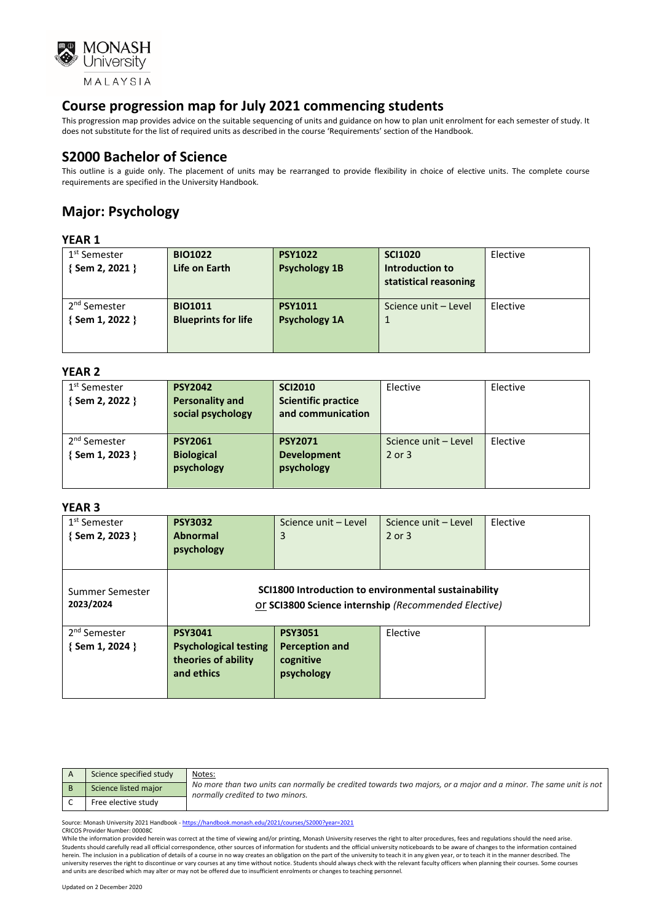# Course progression map for July 2021 commencing students

This progression map provides advice on the suitable sequencing of units and guidance on how to plan unit enrolment for each semester of study. It does not substitute for the list of required units as described in the course 'Requirements' section of the Handbook.

## S2000 Bachelor of Science

This outline is a guide only. The placement of units may be rearranged to provide flexibility in choice of elective units. The complete course requirements are specified in the University Handbook.

## Major: Psychology

### YEAR 1

| | | | | |
|---|---|---|---|---|
| 1st Semester { Sem 2, 2021 } | **BIO1022 Life on Earth** | **PSY1022 Psychology 1B** | **SCI1020 Introduction to statistical reasoning** | Elective |
| 2nd Semester { Sem 1, 2022 } | **BIO1011 Blueprints for life** | **PSY1011 Psychology 1A** | Science unit – Level 1 | Elective |

### YEAR 2

| | | | | |
|---|---|---|---|---|
| 1st Semester { Sem 2, 2022 } | **PSY2042 Personality and social psychology** | **SCI2010 Scientific practice and communication** | Elective | Elective |
| 2nd Semester { Sem 1, 2023 } | **PSY2061 Biological psychology** | **PSY2071 Development psychology** | Science unit – Level 2 or 3 | Elective |

### YEAR 3

| | | | | |
|---|---|---|---|---|
| 1st Semester { Sem 2, 2023 } | **PSY3032 Abnormal psychology** | Science unit – Level 3 | Science unit – Level 2 or 3 | Elective |
| Summer Semester 2023/2024 | **SCI1800 Introduction to environmental sustainability** or **SCI3800 Science internship** *(Recommended Elective)* | | | |
| 2nd Semester { Sem 1, 2024 } | **PSY3041 Psychological testing theories of ability and ethics** | **PSY3051 Perception and cognitive psychology** | Elective | |

| | | |
|---|---|---|
| A | Science specified study | Notes: *No more than two units can normally be credited towards two majors, or a major and a minor. The same unit is not normally credited to two minors.* |
| B | Science listed major | |
| C | Free elective study | |

Source: Monash University 2021 Handbook - https://handbook.monash.edu/2021/courses/S2000?year=2021

CRICOS Provider Number: 00008C

While the information provided herein was correct at the time of viewing and/or printing, Monash University reserves the right to alter procedures, fees and regulations should the need arise. Students should carefully read all official correspondence, other sources of information for students and the official university noticeboards to be aware of changes to the information contained herein. The inclusion in a publication of details of a course in no way creates an obligation on the part of the university to teach it in any given year, or to teach it in the manner described. The university reserves the right to discontinue or vary courses at any time without notice. Students should always check with the relevant faculty officers when planning their courses. Some courses and units are described which may alter or may not be offered due to insufficient enrolments or changes to teaching personnel.

Updated on 2 December 2020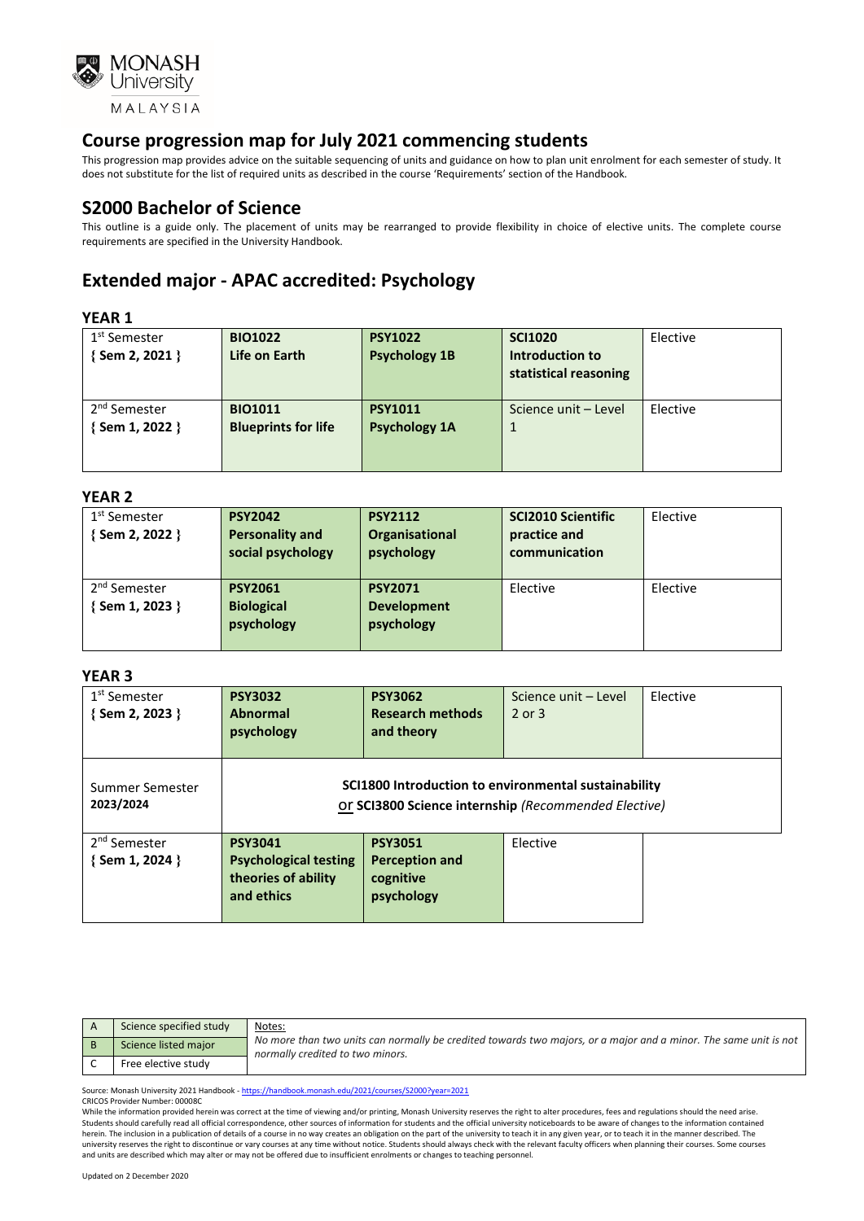# Course progression map for July 2021 commencing students

This progression map provides advice on the suitable sequencing of units and guidance on how to plan unit enrolment for each semester of study. It does not substitute for the list of required units as described in the course 'Requirements' section of the Handbook.

## S2000 Bachelor of Science

This outline is a guide only. The placement of units may be rearranged to provide flexibility in choice of elective units. The complete course requirements are specified in the University Handbook.

## Extended major - APAC accredited: Psychology

### YEAR 1

| Semester | Unit | Unit | Unit | Unit |
|---|---|---|---|---|
| 1st Semester { Sem 2, 2021 } | **BIO1022 Life on Earth** | **PSY1022 Psychology 1B** | **SCI1020 Introduction to statistical reasoning** | Elective |
| 2nd Semester { Sem 1, 2022 } | **BIO1011 Blueprints for life** | **PSY1011 Psychology 1A** | Science unit – Level 1 | Elective |

### YEAR 2

| Semester | Unit | Unit | Unit | Unit |
|---|---|---|---|---|
| 1st Semester { Sem 2, 2022 } | **PSY2042 Personality and social psychology** | **PSY2112 Organisational psychology** | **SCI2010 Scientific practice and communication** | Elective |
| 2nd Semester { Sem 1, 2023 } | **PSY2061 Biological psychology** | **PSY2071 Development psychology** | Elective | Elective |

### YEAR 3

| Semester | Unit | Unit | Unit | Unit |
|---|---|---|---|---|
| 1st Semester { Sem 2, 2023 } | **PSY3032 Abnormal psychology** | **PSY3062 Research methods and theory** | Science unit – Level 2 or 3 | Elective |
| Summer Semester 2023/2024 | **SCI1800 Introduction to environmental sustainability** or **SCI3800 Science internship** *(Recommended Elective)* | | | |
| 2nd Semester { Sem 1, 2024 } | **PSY3041 Psychological testing theories of ability and ethics** | **PSY3051 Perception and cognitive psychology** | Elective | |

| | |
|---|---|
| A | Science specified study |
| B | Science listed major |
| C | Free elective study |

Notes:
*No more than two units can normally be credited towards two majors, or a major and a minor. The same unit is not normally credited to two minors.*

Source: Monash University 2021 Handbook - https://handbook.monash.edu/2021/courses/S2000?year=2021
CRICOS Provider Number: 00008C
While the information provided herein was correct at the time of viewing and/or printing, Monash University reserves the right to alter procedures, fees and regulations should the need arise. Students should carefully read all official correspondence, other sources of information for students and the official university noticeboards to be aware of changes to the information contained herein. The inclusion in a publication of details of a course in no way creates an obligation on the part of the university to teach it in any given year, or to teach it in the manner described. The university reserves the right to discontinue or vary courses at any time without notice. Students should always check with the relevant faculty officers when planning their courses. Some courses and units are described which may alter or may not be offered due to insufficient enrolments or changes to teaching personnel.

Updated on 2 December 2020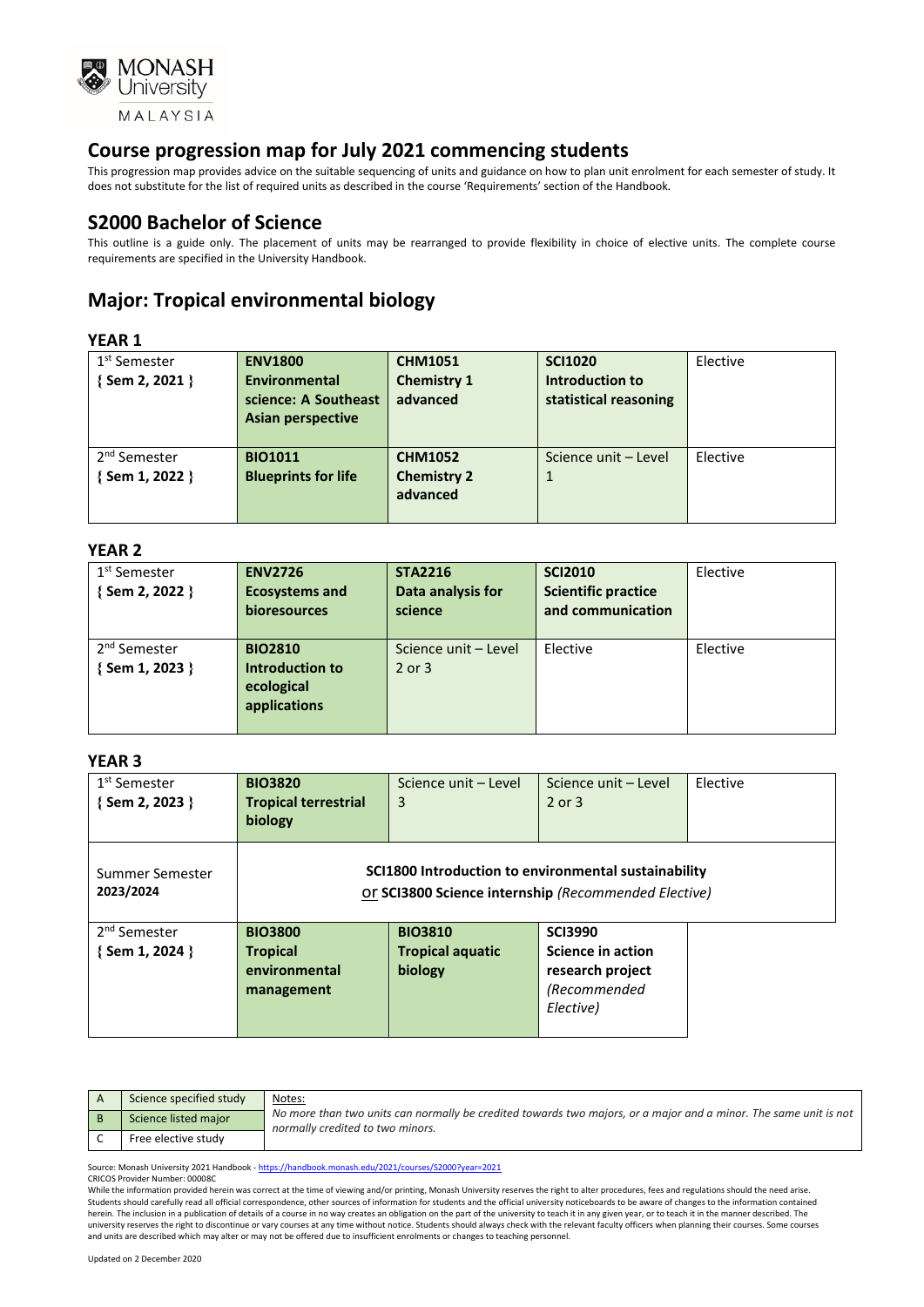# Course progression map for July 2021 commencing students

This progression map provides advice on the suitable sequencing of units and guidance on how to plan unit enrolment for each semester of study. It does not substitute for the list of required units as described in the course 'Requirements' section of the Handbook.

## S2000 Bachelor of Science

This outline is a guide only. The placement of units may be rearranged to provide flexibility in choice of elective units. The complete course requirements are specified in the University Handbook.

## Major: Tropical environmental biology

### YEAR 1

| Semester | | | | |
|---|---|---|---|---|
| 1st Semester { Sem 2, 2021 } | **ENV1800 Environmental science: A Southeast Asian perspective** | **CHM1051 Chemistry 1 advanced** | **SCI1020 Introduction to statistical reasoning** | Elective |
| 2nd Semester { Sem 1, 2022 } | **BIO1011 Blueprints for life** | **CHM1052 Chemistry 2 advanced** | Science unit – Level 1 | Elective |

### YEAR 2

| Semester | | | | |
|---|---|---|---|---|
| 1st Semester { Sem 2, 2022 } | **ENV2726 Ecosystems and bioresources** | **STA2216 Data analysis for science** | **SCI2010 Scientific practice and communication** | Elective |
| 2nd Semester { Sem 1, 2023 } | **BIO2810 Introduction to ecological applications** | Science unit – Level 2 or 3 | Elective | Elective |

### YEAR 3

| Semester | | | | |
|---|---|---|---|---|
| 1st Semester { Sem 2, 2023 } | **BIO3820 Tropical terrestrial biology** | Science unit – Level 3 | Science unit – Level 2 or 3 | Elective |
| Summer Semester 2023/2024 | **SCI1800 Introduction to environmental sustainability** or **SCI3800 Science internship** *(Recommended Elective)* | | | |
| 2nd Semester { Sem 1, 2024 } | **BIO3800 Tropical environmental management** | **BIO3810 Tropical aquatic biology** | **SCI3990 Science in action research project** *(Recommended Elective)* | |

| | |
|---|---|
| A | Science specified study |
| B | Science listed major |
| C | Free elective study |

Notes:
*No more than two units can normally be credited towards two majors, or a major and a minor. The same unit is not normally credited to two minors.*

Source: Monash University 2021 Handbook - https://handbook.monash.edu/2021/courses/S2000?year=2021
CRICOS Provider Number: 00008C
While the information provided herein was correct at the time of viewing and/or printing, Monash University reserves the right to alter procedures, fees and regulations should the need arise. Students should carefully read all official correspondence, other sources of information for students and the official university noticeboards to be aware of changes to the information contained herein. The inclusion in a publication of details of a course in no way creates an obligation on the part of the university to teach it in any given year, or to teach it in the manner described. The university reserves the right to discontinue or vary courses at any time without notice. Students should always check with the relevant faculty officers when planning their courses. Some courses and units are described which may alter or may not be offered due to insufficient enrolments or changes to teaching personnel.

Updated on 2 December 2020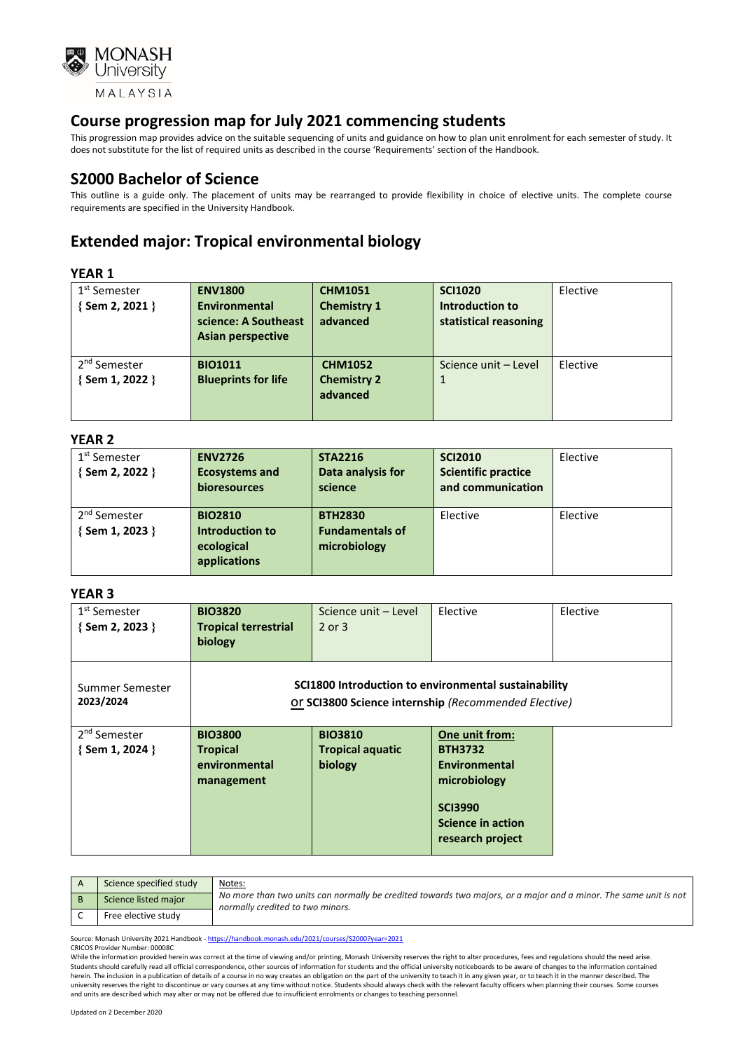MONASH University MALAYSIA

## Course progression map for July 2021 commencing students

This progression map provides advice on the suitable sequencing of units and guidance on how to plan unit enrolment for each semester of study. It does not substitute for the list of required units as described in the course 'Requirements' section of the Handbook.

## S2000 Bachelor of Science

This outline is a guide only. The placement of units may be rearranged to provide flexibility in choice of elective units. The complete course requirements are specified in the University Handbook.

## Extended major: Tropical environmental biology

### YEAR 1

| | | | | |
|---|---|---|---|---|
| 1st Semester { Sem 2, 2021 } | **ENV1800 Environmental science: A Southeast Asian perspective** | **CHM1051 Chemistry 1 advanced** | **SCI1020 Introduction to statistical reasoning** | Elective |
| 2nd Semester { Sem 1, 2022 } | **BIO1011 Blueprints for life** | **CHM1052 Chemistry 2 advanced** | Science unit – Level 1 | Elective |

### YEAR 2

| | | | | |
|---|---|---|---|---|
| 1st Semester { Sem 2, 2022 } | **ENV2726 Ecosystems and bioresources** | **STA2216 Data analysis for science** | **SCI2010 Scientific practice and communication** | Elective |
| 2nd Semester { Sem 1, 2023 } | **BIO2810 Introduction to ecological applications** | **BTH2830 Fundamentals of microbiology** | Elective | Elective |

### YEAR 3

| | | | | |
|---|---|---|---|---|
| 1st Semester { Sem 2, 2023 } | **BIO3820 Tropical terrestrial biology** | Science unit – Level 2 or 3 | Elective | Elective |
| Summer Semester 2023/2024 | **SCI1800 Introduction to environmental sustainability** or **SCI3800 Science internship** *(Recommended Elective)* | | | |
| 2nd Semester { Sem 1, 2024 } | **BIO3800 Tropical environmental management** | **BIO3810 Tropical aquatic biology** | One unit from: **BTH3732 Environmental microbiology** **SCI3990 Science in action research project** | |

| | | |
|---|---|---|
| A | Science specified study | Notes: *No more than two units can normally be credited towards two majors, or a major and a minor. The same unit is not normally credited to two minors.* |
| B | Science listed major | |
| C | Free elective study | |

Source: Monash University 2021 Handbook - https://handbook.monash.edu/2021/courses/S2000?year=2021

CRICOS Provider Number: 00008C

While the information provided herein was correct at the time of viewing and/or printing, Monash University reserves the right to alter procedures, fees and regulations should the need arise. Students should carefully read all official correspondence, other sources of information for students and the official university noticeboards to be aware of changes to the information contained herein. The inclusion in a publication of details of a course in no way creates an obligation on the part of the university to teach it in any given year, or to teach it in the manner described. The university reserves the right to discontinue or vary courses at any time without notice. Students should always check with the relevant faculty officers when planning their courses. Some courses and units are described which may alter or may not be offered due to insufficient enrolments or changes to teaching personnel.

Updated on 2 December 2020